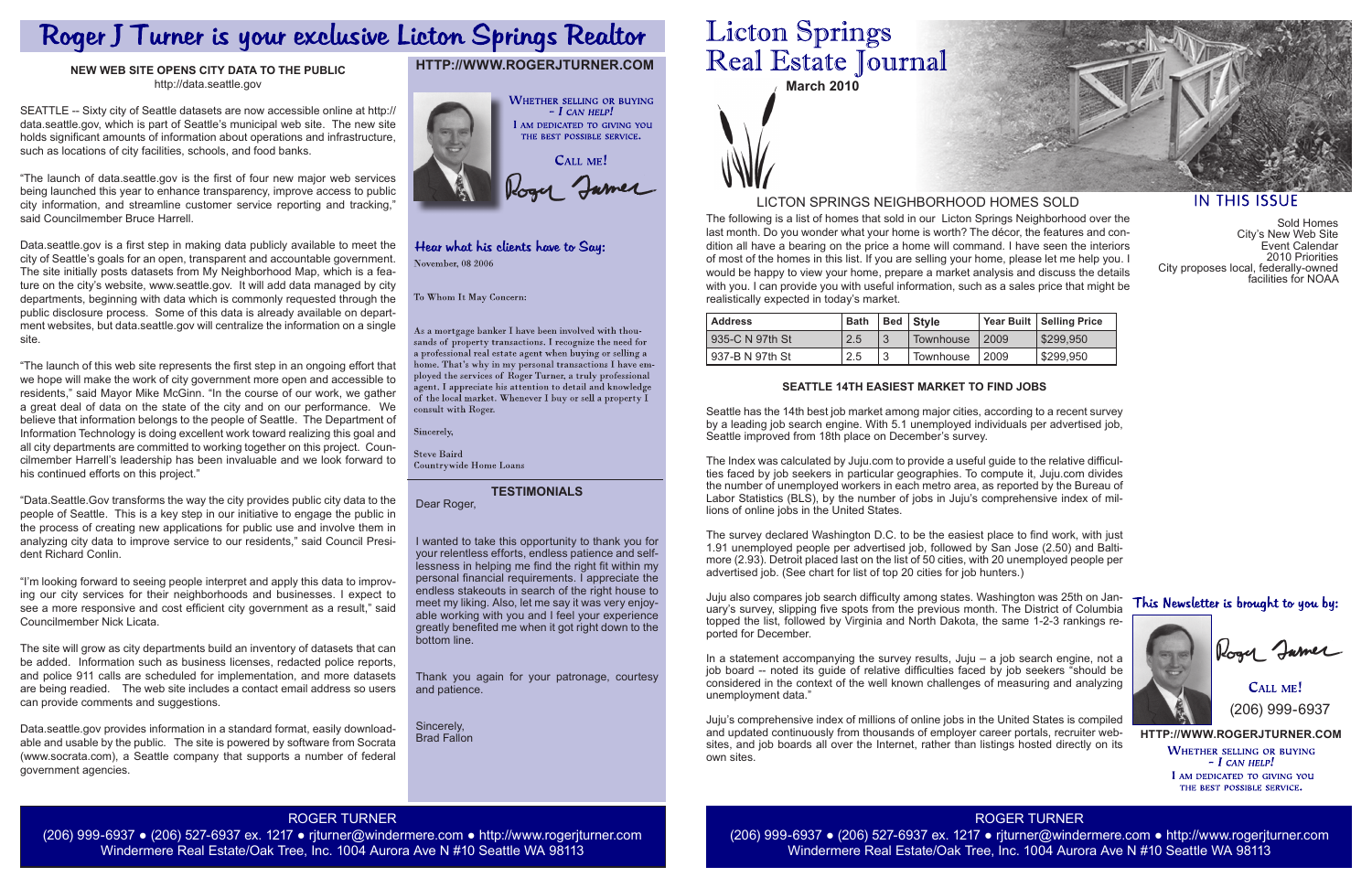# Roger J Turner is your exclusive Licton Springs Realtor

## NEW WEB SITE OPENS CITY DATA TO THE PUBLIC

http://data.seattle.gov

SEATTLE -- Sixty city of Seattle datasets are now accessible online at http://data.seattle.gov, which is part of Seattle's municipal web site. The new site holds significant amounts of information about operations and infrastructure, such as locations of city facilities, schools, and food banks.

"The launch of data.seattle.gov is the first of four new major web services being launched this year to enhance transparency, improve access to public city information, and streamline customer service reporting and tracking," said Councilmember Bruce Harrell.

Data.seattle.gov is a first step in making data publicly available to meet the city of Seattle's goals for an open, transparent and accountable government. The site initially posts datasets from My Neighborhood Map, which is a feature on the city's website, www.seattle.gov. It will add data managed by city departments, beginning with data which is commonly requested through the public disclosure process. Some of this data is already available on department websites, but data.seattle.gov will centralize the information on a single site.

"The launch of this web site represents the first step in an ongoing effort that we hope will make the work of city government more open and accessible to residents," said Mayor Mike McGinn. "In the course of our work, we gather a great deal of data on the state of the city and on our performance. We believe that information belongs to the people of Seattle. The Department of Information Technology is doing excellent work toward realizing this goal and all city departments are committed to working together on this project. Councilmember Harrell's leadership has been invaluable and we look forward to his continued efforts on this project."

"Data.Seattle.Gov transforms the way the city provides public city data to the people of Seattle. This is a key step in our initiative to engage the public in the process of creating new applications for public use and involve them in analyzing city data to improve service to our residents," said Council President Richard Conlin.

"I'm looking forward to seeing people interpret and apply this data to improving our city services for their neighborhoods and businesses. I expect to see a more responsive and cost efficient city government as a result," said Councilmember Nick Licata.

The site will grow as city departments build an inventory of datasets that can be added. Information such as business licenses, redacted police reports, and police 911 calls are scheduled for implementation, and more datasets are being readied. The web site includes a contact email address so users can provide comments and suggestions.

Data.seattle.gov provides information in a standard format, easily downloadable and usable by the public. The site is powered by software from Socrata (www.socrata.com), a Seattle company that supports a number of federal government agencies.

## HTTP://WWW.ROGERJTURNER.COM

WHETHER SELLING OR BUYING – *I CAN HELP!*
I AM DEDICATED TO GIVING YOU THE BEST POSSIBLE SERVICE.

CALL ME!

Roger Turner

### Hear what his clients have to Say:

November, 08 2006

To Whom It May Concern:

As a mortgage banker I have been involved with thousands of property transactions. I recognize the need for a professional real estate agent when buying or selling a home. That's why in my personal transactions I have employed the services of Roger Turner, a truly professional agent. I appreciate his attention to detail and knowledge of the local market. Whenever I buy or sell a property I consult with Roger.

Sincerely,

Steve Baird
Countrywide Home Loans

### TESTIMONIALS

Dear Roger,

I wanted to take this opportunity to thank you for your relentless efforts, endless patience and selflessness in helping me find the right fit within my personal financial requirements. I appreciate the endless stakeouts in search of the right house to meet my liking. Also, let me say it was very enjoyable working with you and I feel your experience greatly benefited me when it got right down to the bottom line.

Thank you again for your patronage, courtesy and patience.

Sincerely,
Brad Fallon

ROGER TURNER
(206) 999-6937 ● (206) 527-6937 ex. 1217 ● rjturner@windermere.com ● http://www.rogerjturner.com
Windermere Real Estate/Oak Tree, Inc. 1004 Aurora Ave N #10 Seattle WA 98113

# Licton Springs Real Estate Journal

**March 2010**

## IN THIS ISSUE

- Sold Homes
- City's New Web Site
- Event Calendar
- 2010 Priorities
- City proposes local, federally-owned facilities for NOAA

## LICTON SPRINGS NEIGHBORHOOD HOMES SOLD

The following is a list of homes that sold in our Licton Springs Neighborhood over the last month. Do you wonder what your home is worth? The décor, the features and condition all have a bearing on the price a home will command. I have seen the interiors of most of the homes in this list. If you are selling your home, please let me help you. I would be happy to view your home, prepare a market analysis and discuss the details with you. I can provide you with useful information, such as a sales price that might be realistically expected in today's market.

| Address | Bath | Bed | Style | Year Built | Selling Price |
|---|---|---|---|---|---|
| 935-C N 97th St | 2.5 | 3 | Townhouse | 2009 | $299,950 |
| 937-B N 97th St | 2.5 | 3 | Townhouse | 2009 | $299,950 |

### SEATTLE 14TH EASIEST MARKET TO FIND JOBS

Seattle has the 14th best job market among major cities, according to a recent survey by a leading job search engine. With 5.1 unemployed individuals per advertised job, Seattle improved from 18th place on December's survey.

The Index was calculated by Juju.com to provide a useful guide to the relative difficulties faced by job seekers in particular geographies. To compute it, Juju.com divides the number of unemployed workers in each metro area, as reported by the Bureau of Labor Statistics (BLS), by the number of jobs in Juju's comprehensive index of millions of online jobs in the United States.

The survey declared Washington D.C. to be the easiest place to find work, with just 1.91 unemployed people per advertised job, followed by San Jose (2.50) and Baltimore (2.93). Detroit placed last on the list of 50 cities, with 20 unemployed people per advertised job. (See chart for list of top 20 cities for job hunters.)

Juju also compares job search difficulty among states. Washington was 25th on January's survey, slipping five spots from the previous month. The District of Columbia topped the list, followed by Virginia and North Dakota, the same 1-2-3 rankings reported for December.

In a statement accompanying the survey results, Juju – a job search engine, not a job board -- noted its guide of relative difficulties faced by job seekers "should be considered in the context of the well known challenges of measuring and analyzing unemployment data."

Juju's comprehensive index of millions of online jobs in the United States is compiled and updated continuously from thousands of employer career portals, recruiter websites, and job boards all over the Internet, rather than listings hosted directly on its own sites.

### This Newsletter is brought to you by:

Roger Turner

CALL ME!
(206) 999-6937

HTTP://WWW.ROGERJTURNER.COM

WHETHER SELLING OR BUYING – *I CAN HELP!*
I AM DEDICATED TO GIVING YOU THE BEST POSSIBLE SERVICE.

ROGER TURNER
(206) 999-6937 ● (206) 527-6937 ex. 1217 ● rjturner@windermere.com ● http://www.rogerjturner.com
Windermere Real Estate/Oak Tree, Inc. 1004 Aurora Ave N #10 Seattle WA 98113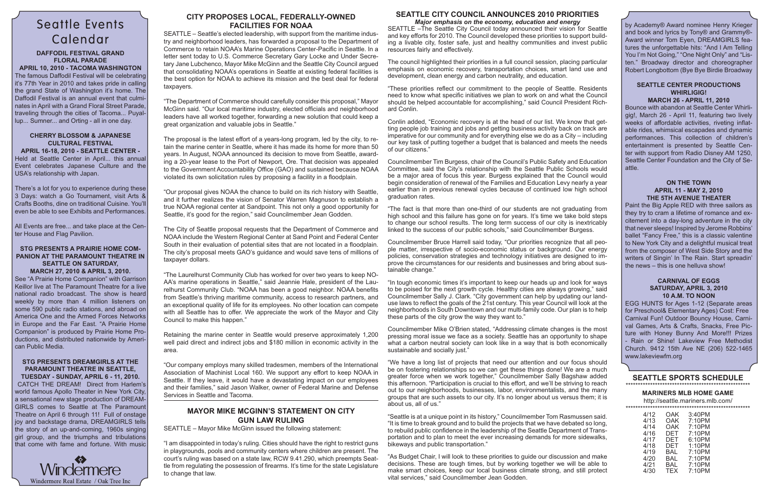# Seattle Events Calendar

### DAFFODIL FESTIVAL GRAND FLORAL PARADE
**APRIL 10, 2010 - TACOMA WASHINGTON**

The famous Daffodil Festival will be celebrating it's 77th Year in 2010 and takes pride in calling the grand State of Washington it's home. The Daffodil Festival is an annual event that culminates in April with a Grand Floral Street Parade, traveling through the cities of Tacoma... Puyallup... Sumner... and Orting - all in one day.

### CHERRY BLOSSOM & JAPANESE CULTURAL FESTIVAL
**APRIL 16-18, 2010 - SEATTLE CENTER -**

Held at Seattle Center in April... this annual Event celebrates Japanese Culture and the USA's relationship with Japan.

There's a lot for you to experience during these 3 Days: watch a Go Tournament, visit Arts & Crafts Booths, dine on traditional Cuisine. You'll even be able to see Exhibits and Performances.

All Events are free... and take place at the Center House and Flag Pavilion.

### STG PRESENTS A PRAIRIE HOME COMPANION AT THE PARAMOUNT THEATRE IN SEATTLE ON SATURDAY, MARCH 27, 2010 & APRIL 3, 2010.

See "A Prairie Home Companion" with Garrison Keillor live at The Paramount Theatre for a live national radio broadcast. The show is heard weekly by more than 4 million listeners on some 590 public radio stations, and abroad on America One and the Armed Forces Networks in Europe and the Far East. "A Prairie Home Companion" is produced by Prairie Home Productions, and distributed nationwide by American Public Media.

### STG PRESENTS DREAMGIRLS AT THE PARAMOUNT THEATRE IN SEATTLE, TUESDAY - SUNDAY, APRIL 6 - 11, 2010.

CATCH THE DREAM! Direct from Harlem's world famous Apollo Theater in New York City, a sensational new stage production of DREAMGIRLS comes to Seattle at The Paramount Theatre on April 6 through 11! Full of onstage joy and backstage drama, DREAMGIRLS tells the story of an up-and-coming, 1960s singing girl group, and the triumphs and tribulations that come with fame and fortune. With music by Academy® Award nominee Henry Krieger and book and lyrics by Tony® and Grammy®-Award winner Tom Eyen, DREAMGIRLS features the unforgettable hits: "And I Am Telling You I'm Not Going," "One Night Only" and "Listen." Broadway director and choreographer Robert Longbottom (Bye Bye Birdie Broadway

Windermere

Windermere Real Estate / Oak Tree Inc

## CITY PROPOSES LOCAL, FEDERALLY-OWNED FACILITIES FOR NOAA

SEATTLE – Seattle's elected leadership, with support from the maritime industry and neighborhood leaders, has forwarded a proposal to the Department of Commerce to retain NOAA's Marine Operations Center-Pacific in Seattle. In a letter sent today to U.S. Commerce Secretary Gary Locke and Under Secretary Jane Lubchenco, Mayor Mike McGinn and the Seattle City Council argued that consolidating NOAA's operations in Seattle at existing federal facilities is the best option for NOAA to achieve its mission and the best deal for federal taxpayers.

"The Department of Commerce should carefully consider this proposal," Mayor McGinn said. "Our local maritime industry, elected officials and neighborhood leaders have all worked together, forwarding a new solution that could keep a great organization and valuable jobs in Seattle."

The proposal is the latest effort of a years-long program, led by the city, to retain the marine center in Seattle, where it has made its home for more than 50 years. In August, NOAA announced its decision to move from Seattle, awarding a 20-year lease to the Port of Newport, Ore. That decision was appealed to the Government Accountability Office (GAO) and sustained because NOAA violated its own solicitation rules by proposing a facility in a floodplain.

"Our proposal gives NOAA the chance to build on its rich history with Seattle, and it further realizes the vision of Senator Warren Magnuson to establish a true NOAA regional center at Sandpoint. This not only a good opportunity for Seattle, it's good for the region," said Councilmember Jean Godden.

The City of Seattle proposal requests that the Department of Commerce and NOAA include the Western Regional Center at Sand Point and Federal Center South in their evaluation of potential sites that are not located in a floodplain. The city's proposal meets GAO's guidance and would save tens of millions of taxpayer dollars.

"The Laurelhurst Community Club has worked for over two years to keep NOAA's marine operations in Seattle," said Jeannie Hale, president of the Laurelhurst Community Club. "NOAA has been a good neighbor. NOAA benefits from Seattle's thriving maritime community, access to research partners, and an exceptional quality of life for its employees. No other location can compete with all Seattle has to offer. We appreciate the work of the Mayor and City Council to make this happen."

Retaining the marine center in Seattle would preserve approximately 1,200 well paid direct and indirect jobs and $180 million in economic activity in the area.

"Our company employs many skilled tradesmen, members of the International Association of Machinist Local 160. We support any effort to keep NOAA in Seattle. If they leave, it would have a devastating impact on our employees and their families," said Jason Walker, owner of Federal Marine and Defense Services in Seattle and Tacoma.

## MAYOR MIKE MCGINN'S STATEMENT ON CITY GUN LAW RULING

SEATTLE – Mayor Mike McGinn issued the following statement:

"I am disappointed in today's ruling. Cities should have the right to restrict guns in playgrounds, pools and community centers where children are present. The court's ruling was based on a state law, RCW 9.41.290, which preempts Seattle from regulating the possession of firearms. It's time for the state Legislature to change that law.

## SEATTLE CITY COUNCIL ANNOUNCES 2010 PRIORITIES

***Major emphasis on the economy, education and energy***

SEATTLE –The Seattle City Council today announced their vision for Seattle and key efforts for 2010. The Council developed these priorities to support building a livable city, foster safe, just and healthy communities and invest public resources fairly and effectively.

The council highlighted their priorities in a full council session, placing particular emphasis on economic recovery, transportation choices, smart land use and development, clean energy and carbon neutrality, and education.

"These priorities reflect our commitment to the people of Seattle. Residents need to know what specific initiatives we plan to work on and what the Council should be helped accountable for accomplishing," said Council President Richard Conlin.

Conlin added, "Economic recovery is at the head of our list. We know that getting people job training and jobs and getting business activity back on track are imperative for our community and for everything else we do as a City – including our key task of putting together a budget that is balanced and meets the needs of our citizens."

Councilmember Tim Burgess, chair of the Council's Public Safety and Education Committee, said the City's relationship with the Seattle Public Schools would be a major area of focus this year. Burgess explained that the Council would begin consideration of renewal of the Families and Education Levy nearly a year earlier than in previous renewal cycles because of continued low high school graduation rates.

"The fact is that more than one-third of our students are not graduating from high school and this failure has gone on for years. It's time we take bold steps to change our school results. The long term success of our city is inextricably linked to the success of our public schools," said Councilmember Burgess.

Councilmember Bruce Harrell said today, "Our priorities recognize that all people matter, irrespective of socio-economic status or background. Our energy policies, conservation strategies and technology initiatives are designed to improve the circumstances for our residents and businesses and bring about sustainable change."

"In tough economic times it's important to keep our heads up and look for ways to be poised for the next growth cycle. Healthy cities are always growing," said Councilmember Sally J. Clark. "City government can help by updating our land-use laws to reflect the goals of the 21st century. This year Council will look at the neighborhoods in South Downtown and our multi-family code. Our plan is to help these parts of the city grow the way they want to."

Councilmember Mike O'Brien stated, "Addressing climate changes is the most pressing moral issue we face as a society. Seattle has an opportunity to shape what a carbon neutral society can look like in a way that is both economically sustainable and socially just."

"We have a long list of projects that need our attention and our focus should be on fostering relationships so we can get these things done! We are a much greater force when we work together," Councilmember Sally Bagshaw added this afternoon. "Participation is crucial to this effort, and we'll be striving to reach out to our neighborhoods, businesses, labor, environmentalists, and the many groups that are such assets to our city. It's no longer about us versus them; it is about us, all of us."

"Seattle is at a unique point in its history," Councilmember Tom Rasmussen said. "It is time to break ground and to build the projects that we have debated so long, to rebuild public confidence in the leadership of the Seattle Department of Transportation and to plan to meet the ever increasing demands for more sidewalks, bikeways and public transportation."

"As Budget Chair, I will look to these priorities to guide our discussion and make decisions. These are tough times, but by working together we will be able to make smart choices, keep our local business climate strong, and still protect vital services," said Councilmember Jean Godden.

### SEATTLE CENTER PRODUCTIONS WHIRLIGIG!
**MARCH 26 - APRIL 11, 2010**

Bounce with abandon at Seattle Center Whirligig!, March 26 - April 11, featuring two lively weeks of affordable activities, riveting inflatable rides, whimsical escapades and dynamic performances. This collection of children's entertainment is presented by Seattle Center with support from Radio Disney AM 1250, Seattle Center Foundation and the City of Seattle.

### ON THE TOWN
**APRIL 11 - MAY 2, 2010**
**THE 5TH AVENUE THEATER**

Paint the Big Apple RED with three sailors as they try to cram a lifetime of romance and excitement into a day-long adventure in the city that never sleeps! Inspired by Jerome Robbins' ballet "Fancy Free," this is a classic valentine to New York City and a delightful musical treat from the composer of West Side Story and the writers of Singin' In The Rain. Start spreadin' the news – this is one helluva show!

### CARNIVAL OF EGGS
**SATURDAY, APRIL 3, 2010**
**10 A.M. TO NOON**

EGG HUNTS for Ages 1-12 (Separate areas for Preschool& Elementary Ages) Cost: Free Carnival Fun! Outdoor Bouncy House, Carnival Games, Arts & Crafts, Snacks, Free Picture with Honey Bunny And More!!! Prizes - Rain or Shine! Lakeview Free Methodist Church. 9412 15th Ave NE (206) 522-1465 www.lakeviewfm.org

## SEATTLE SPORTS SCHEDULE

**MARINERS MLB HOME GAME**

http://seattle.mariners.mlb.com/

| | | |
|---|---|---|
| 4/12 | OAK | 3:40PM |
| 4/13 | OAK | 7:10PM |
| 4/14 | OAK | 7:10PM |
| 4/16 | DET | 7:10PM |
| 4/17 | DET | 6:10PM |
| 4/18 | DET | 1:10PM |
| 4/19 | BAL | 7:10PM |
| 4/20 | BAL | 7:10PM |
| 4/21 | BAL | 7:10PM |
| 4/30 | TEX | 7:10PM |